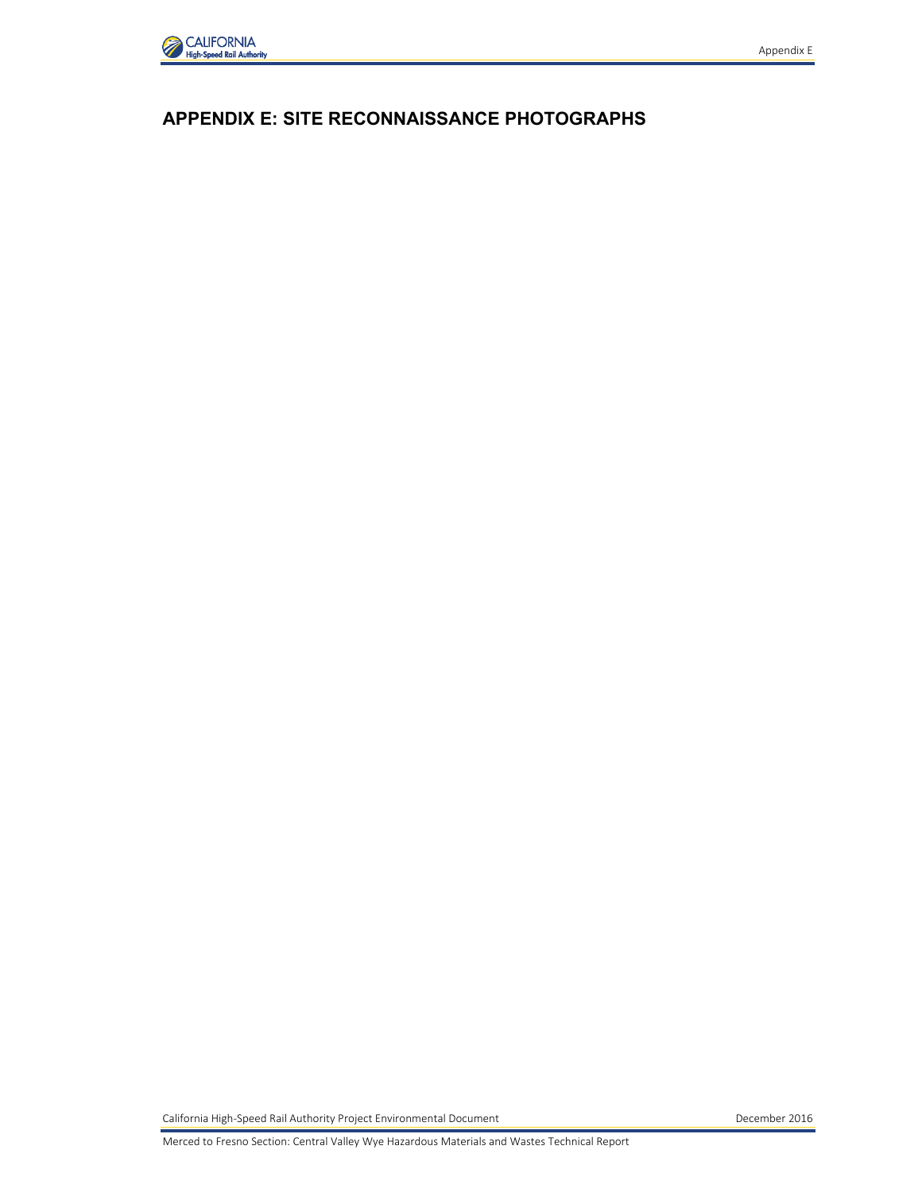# APPENDIX E: SITE RECONNAISSANCE PHOTOGRAPHS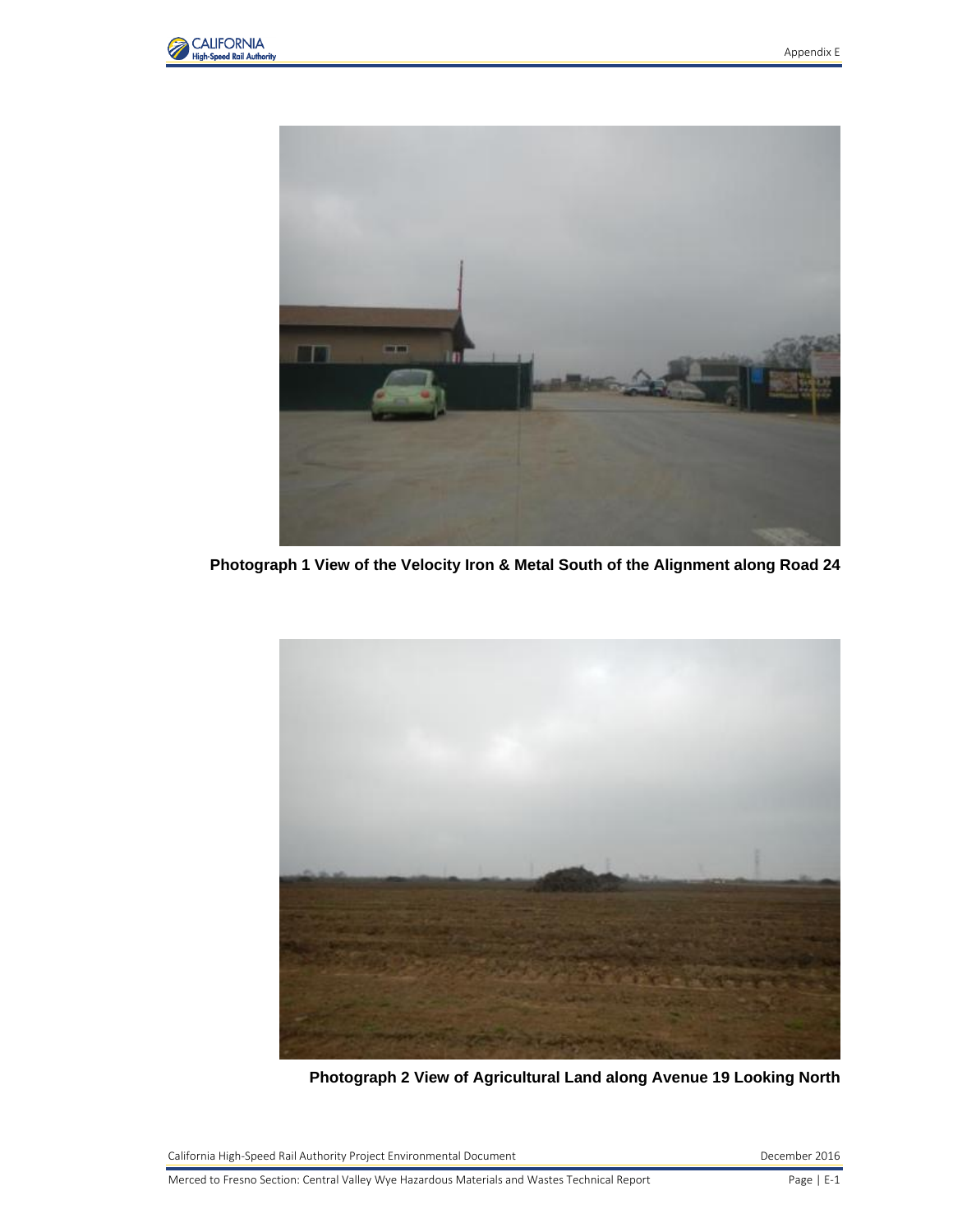Photograph 1 View of the Velocity Iron & Metal South of the Alignment along Road 24

Photograph 2 View of Agricultural Land along Avenue 19 Looking North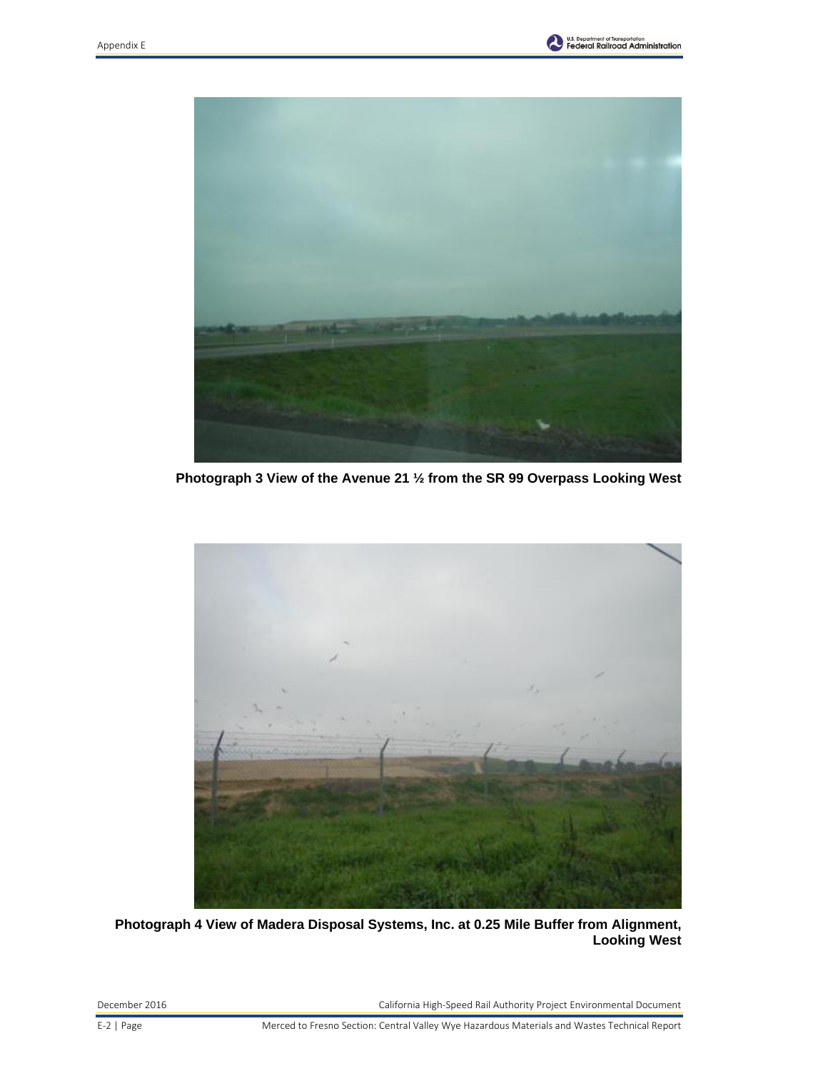Photograph 3 View of the Avenue 21 ½ from the SR 99 Overpass Looking West

Photograph 4 View of Madera Disposal Systems, Inc. at 0.25 Mile Buffer from Alignment, Looking West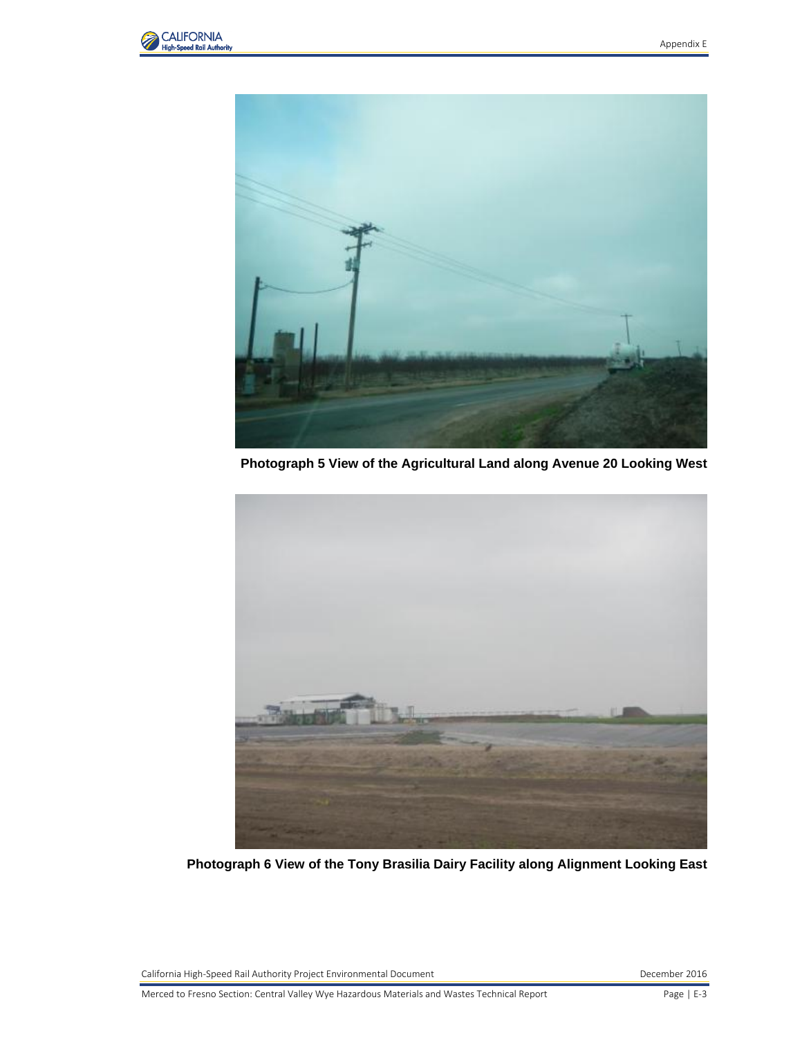**Photograph 5 View of the Agricultural Land along Avenue 20 Looking West**

**Photograph 6 View of the Tony Brasilia Dairy Facility along Alignment Looking East**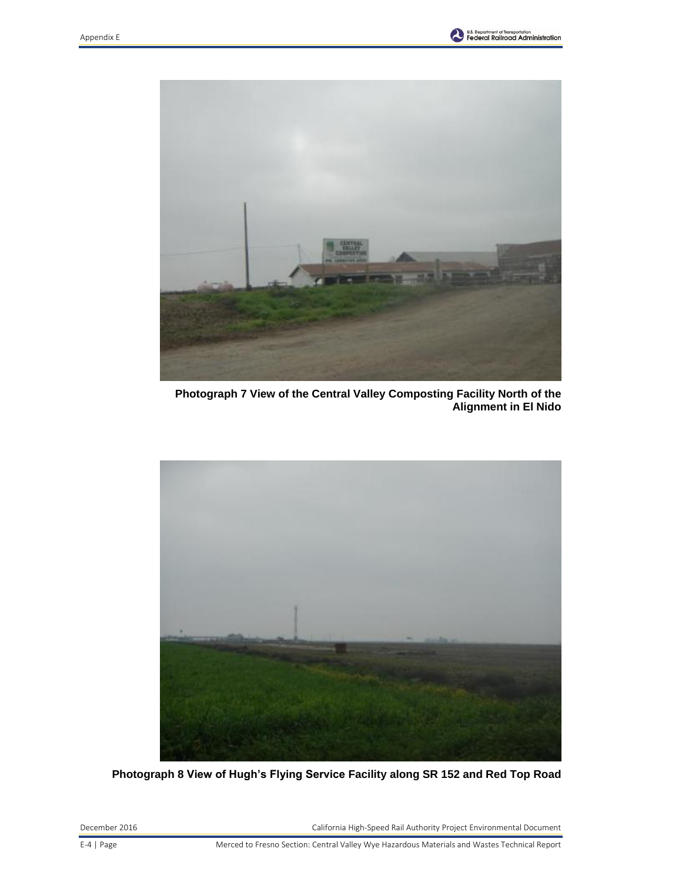**Photograph 7 View of the Central Valley Composting Facility North of the Alignment in El Nido**

**Photograph 8 View of Hugh's Flying Service Facility along SR 152 and Red Top Road**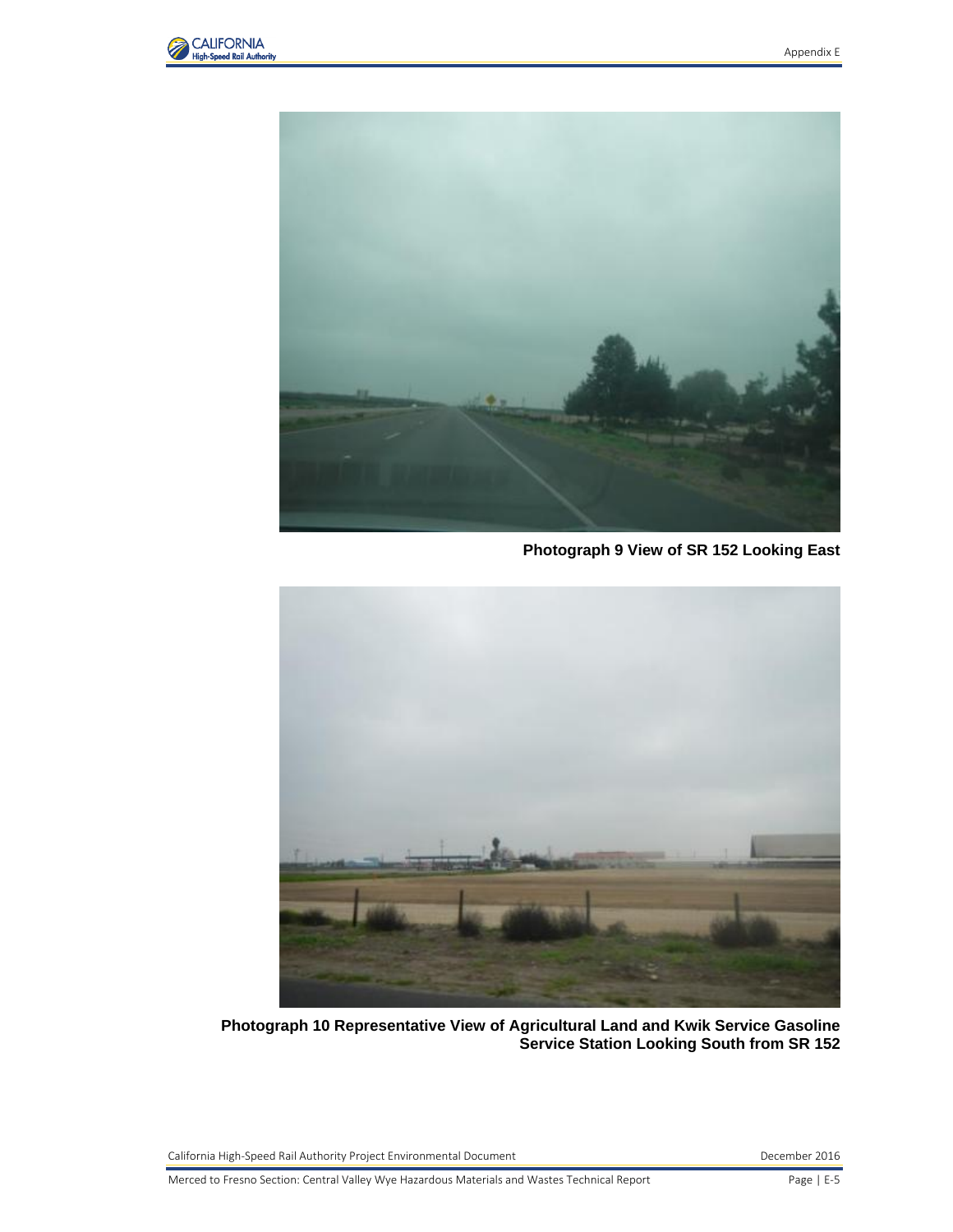**Photograph 9 View of SR 152 Looking East**

**Photograph 10 Representative View of Agricultural Land and Kwik Service Gasoline Service Station Looking South from SR 152**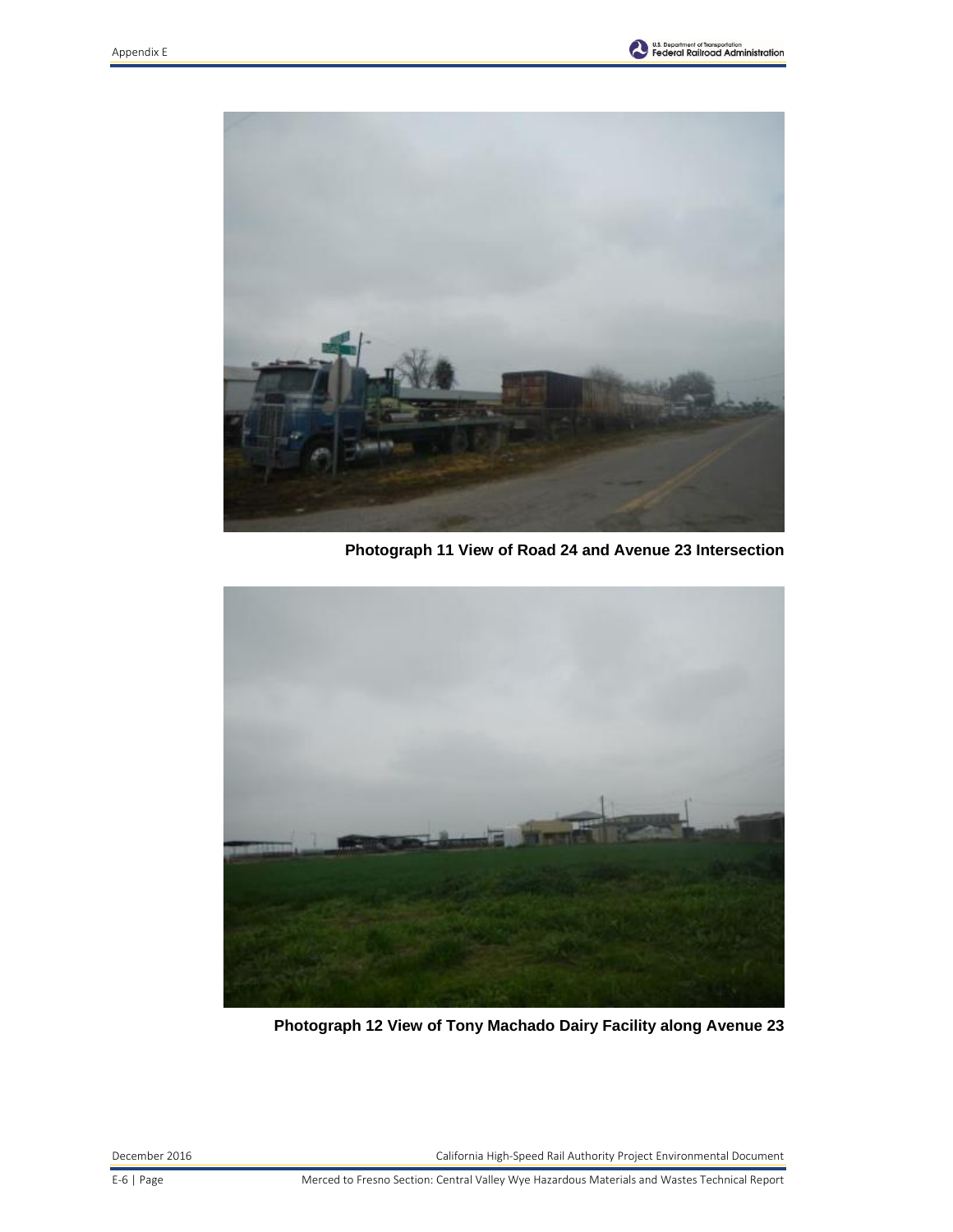Photograph 11 View of Road 24 and Avenue 23 Intersection

Photograph 12 View of Tony Machado Dairy Facility along Avenue 23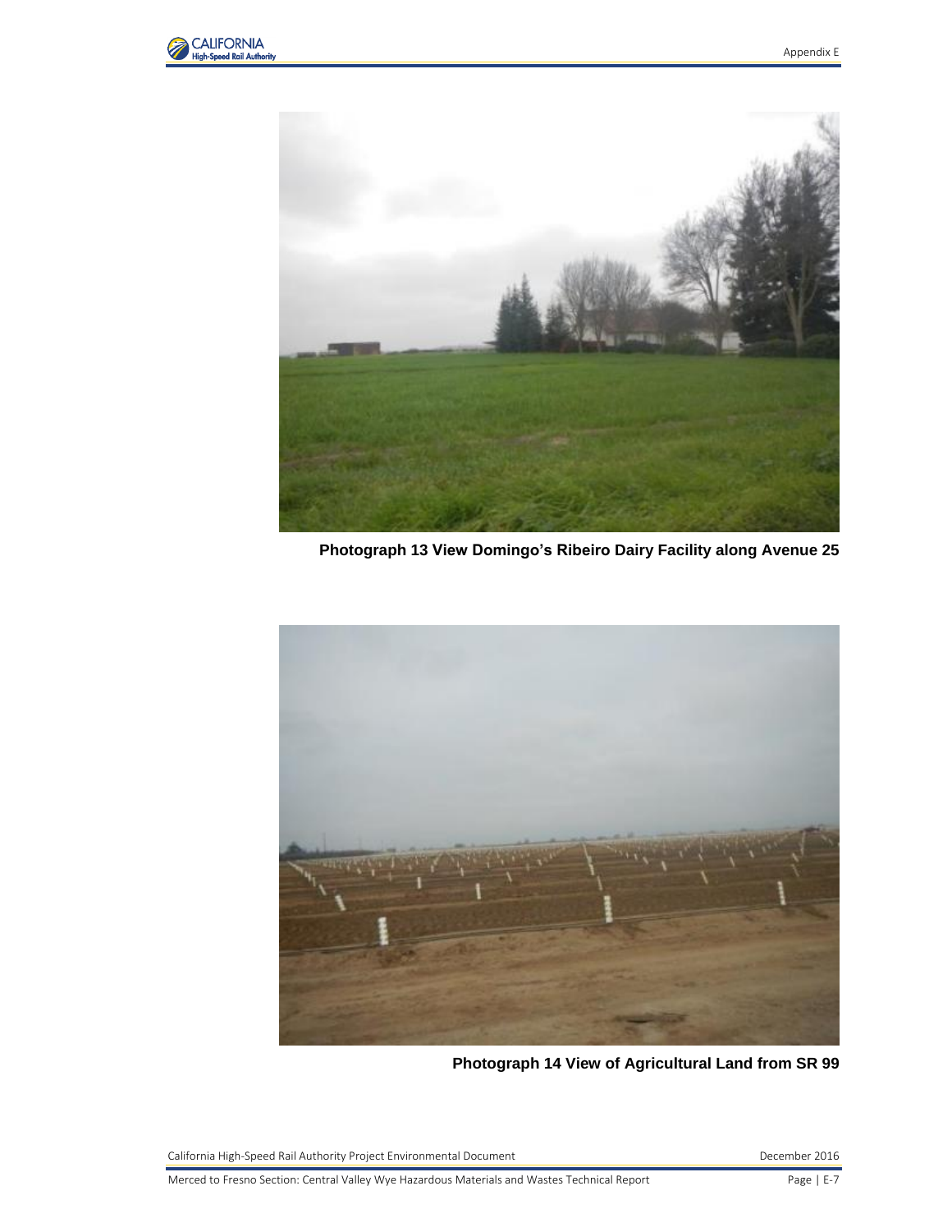**Photograph 13 View Domingo's Ribeiro Dairy Facility along Avenue 25**

**Photograph 14 View of Agricultural Land from SR 99**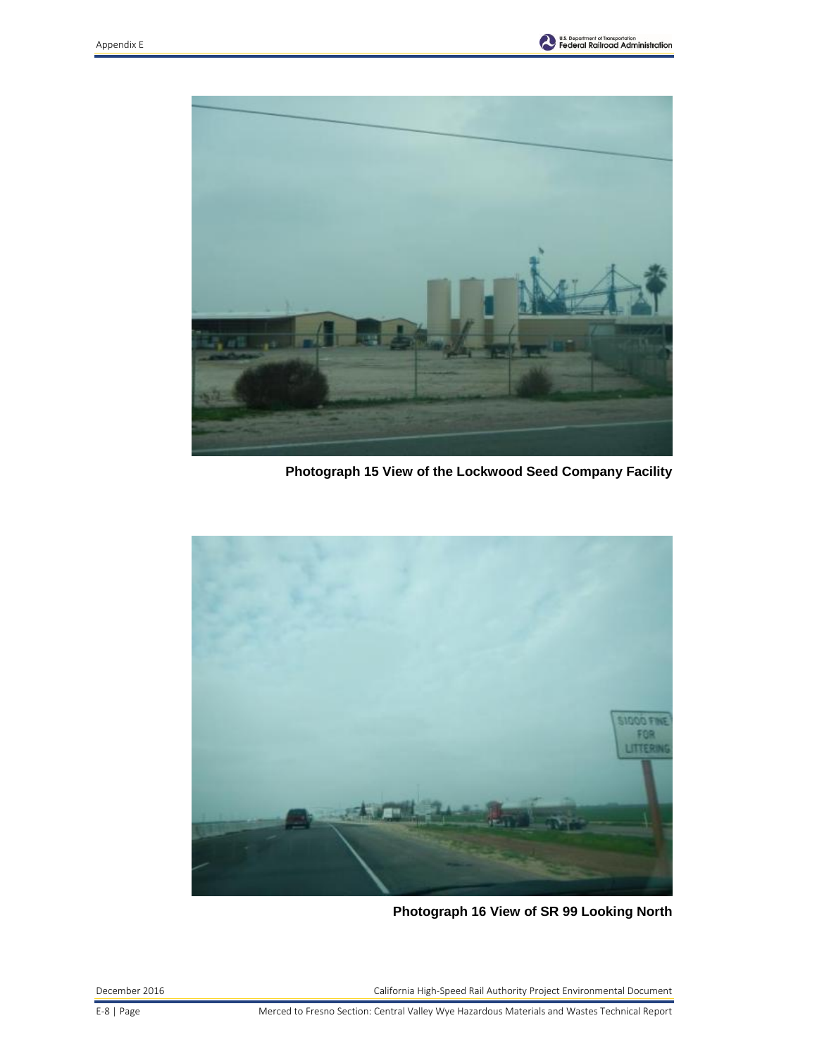**Photograph 15 View of the Lockwood Seed Company Facility**

**Photograph 16 View of SR 99 Looking North**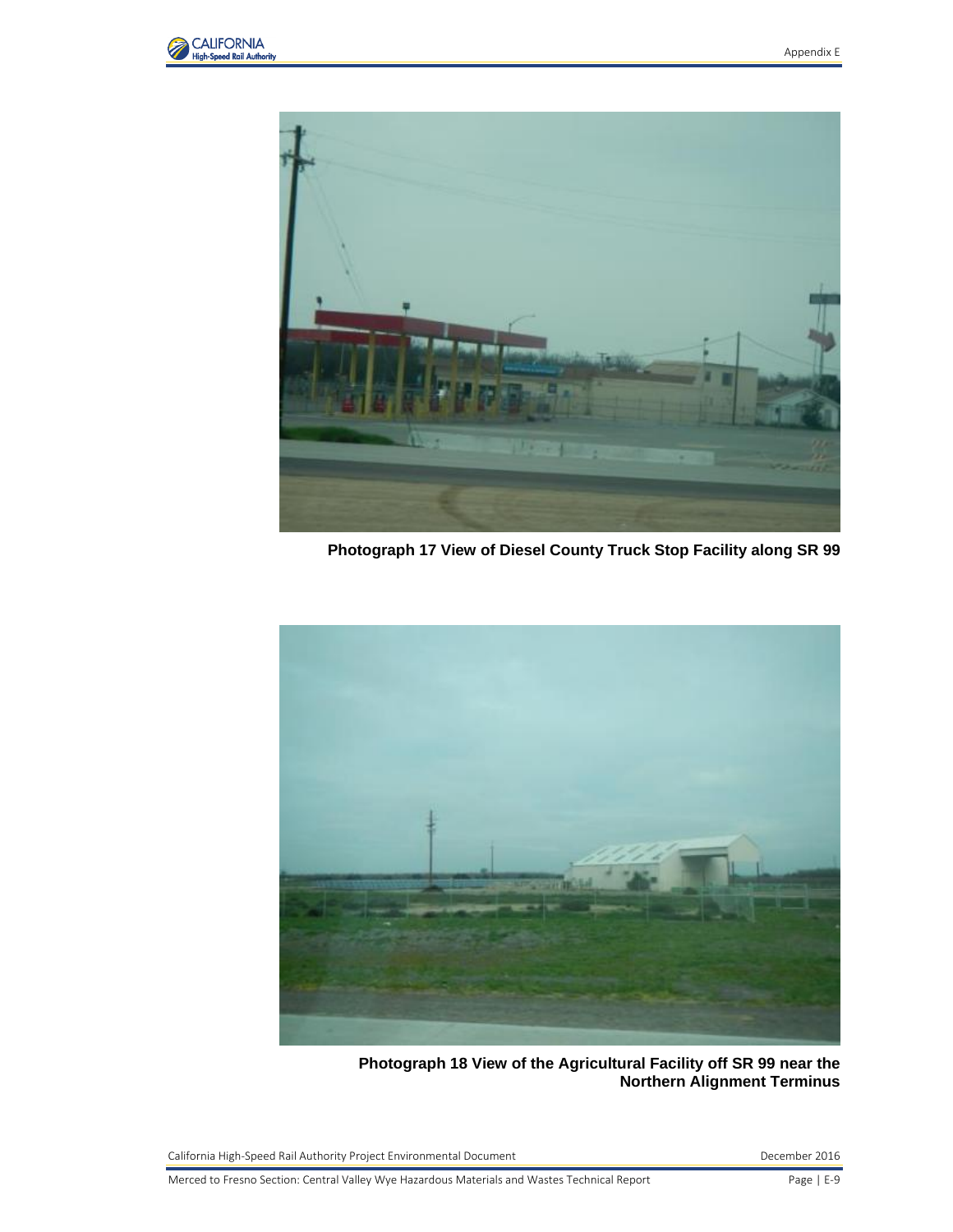Photograph 17 View of Diesel County Truck Stop Facility along SR 99

Photograph 18 View of the Agricultural Facility off SR 99 near the Northern Alignment Terminus